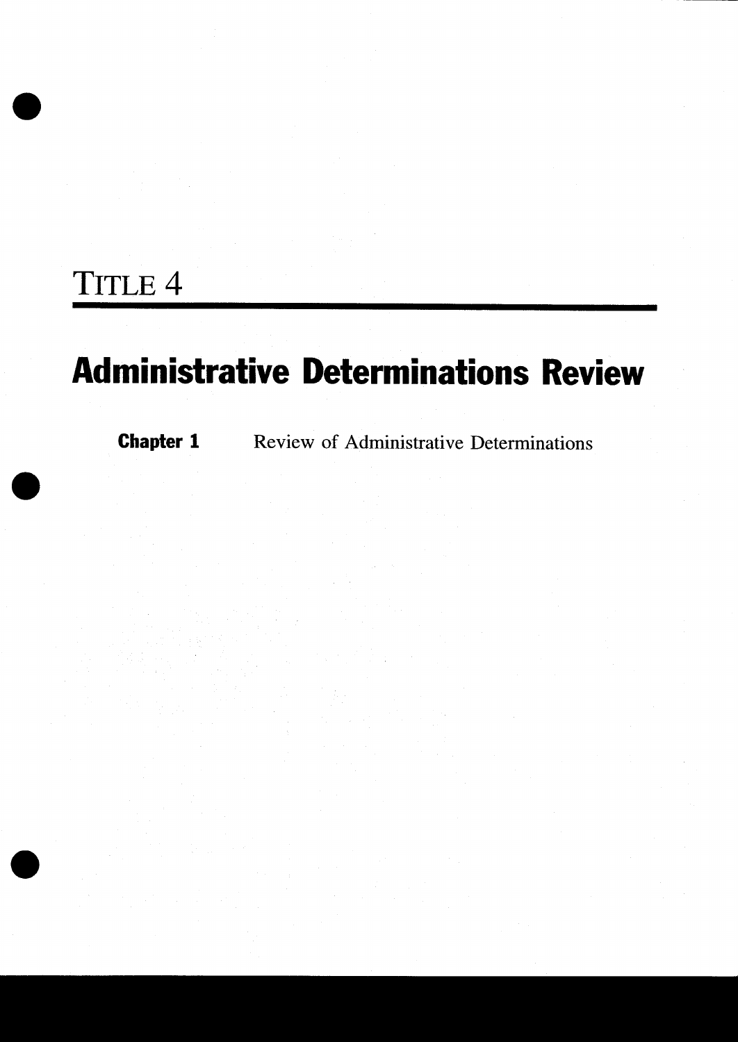# TITLE 4

## Administrative Determinations Review

**Chapter 1** Review of Administrative Determinations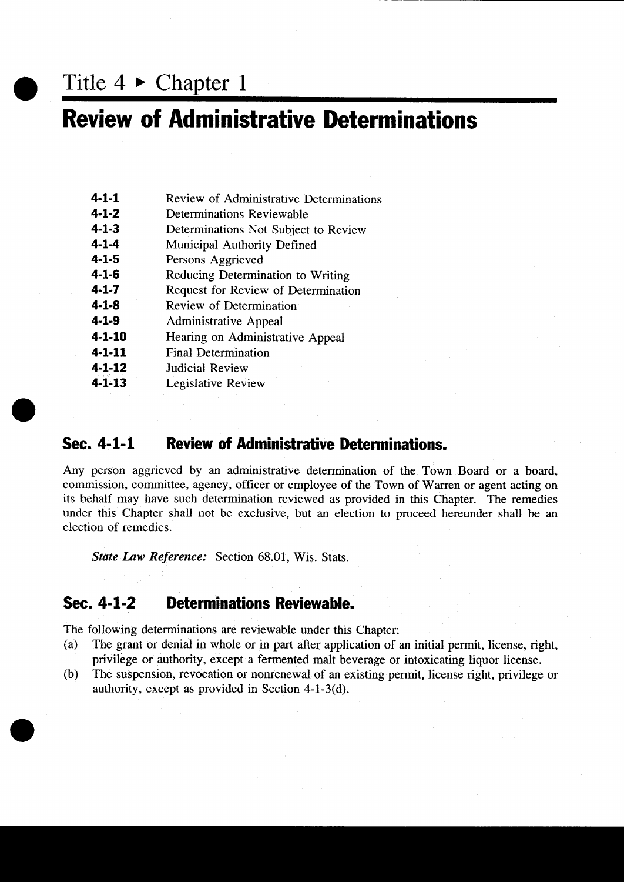# Title 4 ▸ Chapter 1

# Review of Administrative Determinations

| | |
|---|---|
| **4-1-1** | Review of Administrative Determinations |
| **4-1-2** | Determinations Reviewable |
| **4-1-3** | Determinations Not Subject to Review |
| **4-1-4** | Municipal Authority Defined |
| **4-1-5** | Persons Aggrieved |
| **4-1-6** | Reducing Determination to Writing |
| **4-1-7** | Request for Review of Determination |
| **4-1-8** | Review of Determination |
| **4-1-9** | Administrative Appeal |
| **4-1-10** | Hearing on Administrative Appeal |
| **4-1-11** | Final Determination |
| **4-1-12** | Judicial Review |
| **4-1-13** | Legislative Review |

## Sec. 4-1-1 Review of Administrative Determinations.

Any person aggrieved by an administrative determination of the Town Board or a board, commission, committee, agency, officer or employee of the Town of Warren or agent acting on its behalf may have such determination reviewed as provided in this Chapter. The remedies under this Chapter shall not be exclusive, but an election to proceed hereunder shall be an election of remedies.

*State Law Reference:* Section 68.01, Wis. Stats.

## Sec. 4-1-2 Determinations Reviewable.

The following determinations are reviewable under this Chapter:

(a) The grant or denial in whole or in part after application of an initial permit, license, right, privilege or authority, except a fermented malt beverage or intoxicating liquor license.

(b) The suspension, revocation or nonrenewal of an existing permit, license right, privilege or authority, except as provided in Section 4-1-3(d).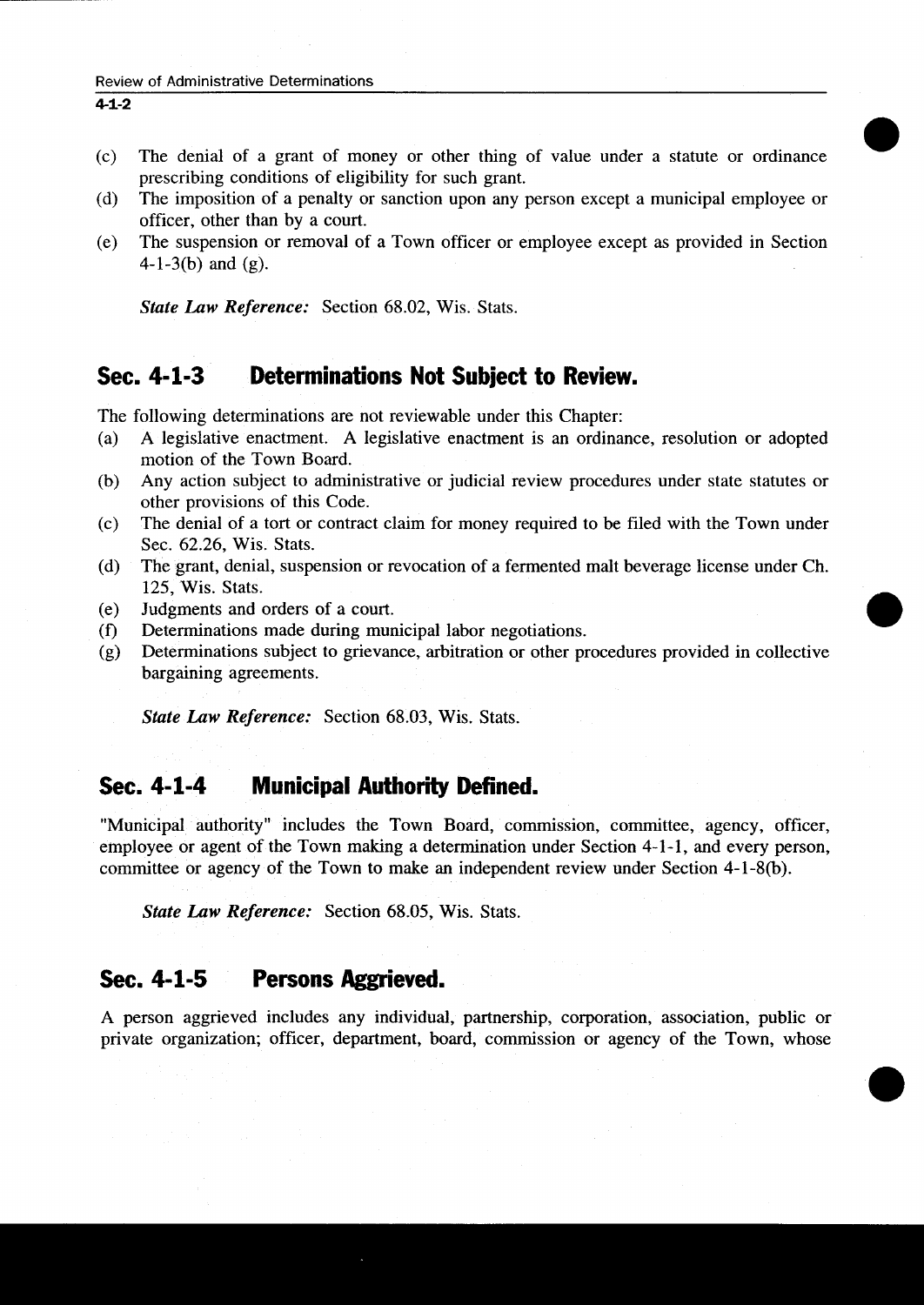(c) The denial of a grant of money or other thing of value under a statute or ordinance prescribing conditions of eligibility for such grant.

(d) The imposition of a penalty or sanction upon any person except a municipal employee or officer, other than by a court.

(e) The suspension or removal of a Town officer or employee except as provided in Section 4-1-3(b) and (g).

*State Law Reference:* Section 68.02, Wis. Stats.

## Sec. 4-1-3 Determinations Not Subject to Review.

The following determinations are not reviewable under this Chapter:

(a) A legislative enactment. A legislative enactment is an ordinance, resolution or adopted motion of the Town Board.

(b) Any action subject to administrative or judicial review procedures under state statutes or other provisions of this Code.

(c) The denial of a tort or contract claim for money required to be filed with the Town under Sec. 62.26, Wis. Stats.

(d) The grant, denial, suspension or revocation of a fermented malt beverage license under Ch. 125, Wis. Stats.

(e) Judgments and orders of a court.

(f) Determinations made during municipal labor negotiations.

(g) Determinations subject to grievance, arbitration or other procedures provided in collective bargaining agreements.

*State Law Reference:* Section 68.03, Wis. Stats.

## Sec. 4-1-4 Municipal Authority Defined.

"Municipal authority" includes the Town Board, commission, committee, agency, officer, employee or agent of the Town making a determination under Section 4-1-1, and every person, committee or agency of the Town to make an independent review under Section 4-1-8(b).

*State Law Reference:* Section 68.05, Wis. Stats.

## Sec. 4-1-5 Persons Aggrieved.

A person aggrieved includes any individual, partnership, corporation, association, public or private organization; officer, department, board, commission or agency of the Town, whose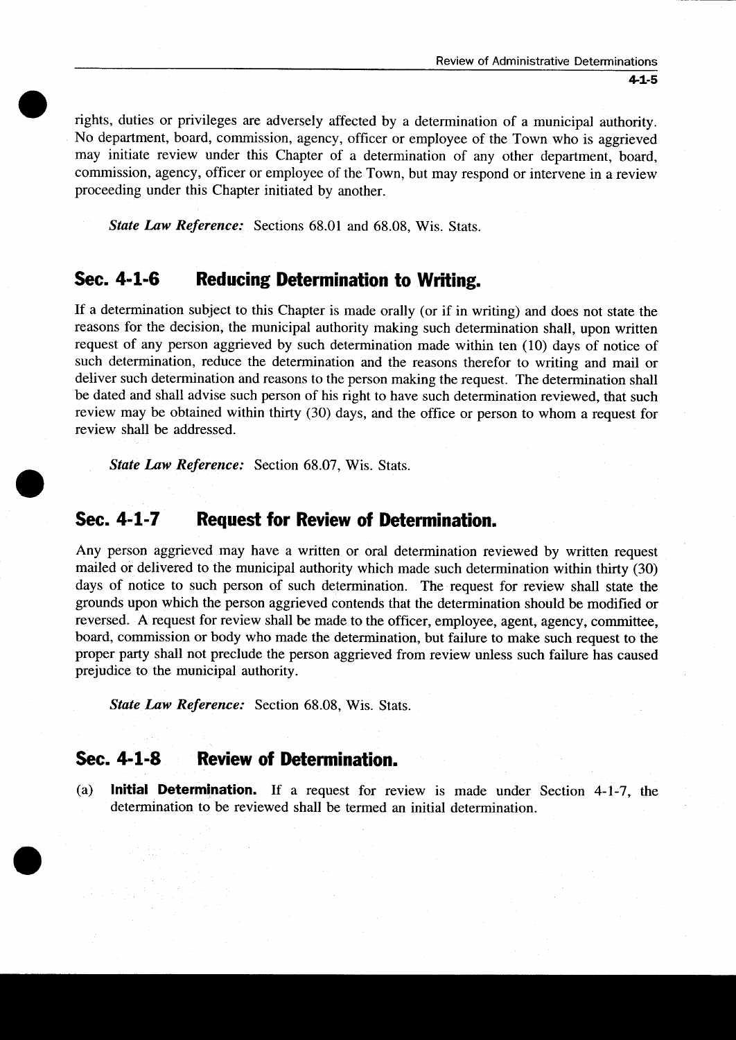rights, duties or privileges are adversely affected by a determination of a municipal authority. No department, board, commission, agency, officer or employee of the Town who is aggrieved may initiate review under this Chapter of a determination of any other department, board, commission, agency, officer or employee of the Town, but may respond or intervene in a review proceeding under this Chapter initiated by another.

*State Law Reference:* Sections 68.01 and 68.08, Wis. Stats.

## Sec. 4-1-6 Reducing Determination to Writing.

If a determination subject to this Chapter is made orally (or if in writing) and does not state the reasons for the decision, the municipal authority making such determination shall, upon written request of any person aggrieved by such determination made within ten (10) days of notice of such determination, reduce the determination and the reasons therefor to writing and mail or deliver such determination and reasons to the person making the request. The determination shall be dated and shall advise such person of his right to have such determination reviewed, that such review may be obtained within thirty (30) days, and the office or person to whom a request for review shall be addressed.

*State Law Reference:* Section 68.07, Wis. Stats.

## Sec. 4-1-7 Request for Review of Determination.

Any person aggrieved may have a written or oral determination reviewed by written request mailed or delivered to the municipal authority which made such determination within thirty (30) days of notice to such person of such determination. The request for review shall state the grounds upon which the person aggrieved contends that the determination should be modified or reversed. A request for review shall be made to the officer, employee, agent, agency, committee, board, commission or body who made the determination, but failure to make such request to the proper party shall not preclude the person aggrieved from review unless such failure has caused prejudice to the municipal authority.

*State Law Reference:* Section 68.08, Wis. Stats.

## Sec. 4-1-8 Review of Determination.

(a) **Initial Determination.** If a request for review is made under Section 4-1-7, the determination to be reviewed shall be termed an initial determination.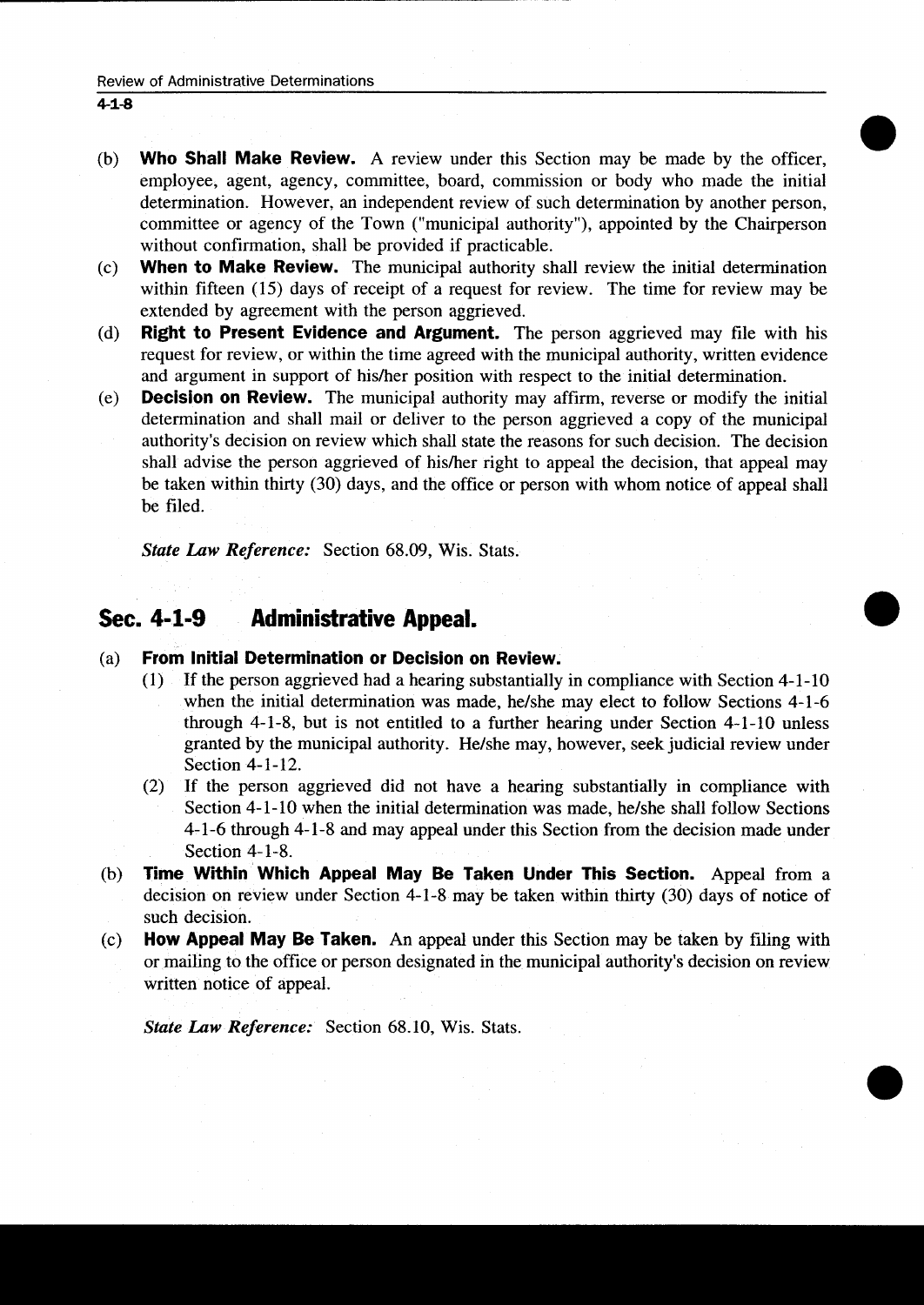(b) **Who Shall Make Review.** A review under this Section may be made by the officer, employee, agent, agency, committee, board, commission or body who made the initial determination. However, an independent review of such determination by another person, committee or agency of the Town ("municipal authority"), appointed by the Chairperson without confirmation, shall be provided if practicable.

(c) **When to Make Review.** The municipal authority shall review the initial determination within fifteen (15) days of receipt of a request for review. The time for review may be extended by agreement with the person aggrieved.

(d) **Right to Present Evidence and Argument.** The person aggrieved may file with his request for review, or within the time agreed with the municipal authority, written evidence and argument in support of his/her position with respect to the initial determination.

(e) **Decision on Review.** The municipal authority may affirm, reverse or modify the initial determination and shall mail or deliver to the person aggrieved a copy of the municipal authority's decision on review which shall state the reasons for such decision. The decision shall advise the person aggrieved of his/her right to appeal the decision, that appeal may be taken within thirty (30) days, and the office or person with whom notice of appeal shall be filed.

*State Law Reference:* Section 68.09, Wis. Stats.

## Sec. 4-1-9 Administrative Appeal.

(a) **From Initial Determination or Decision on Review.**

(1) If the person aggrieved had a hearing substantially in compliance with Section 4-1-10 when the initial determination was made, he/she may elect to follow Sections 4-1-6 through 4-1-8, but is not entitled to a further hearing under Section 4-1-10 unless granted by the municipal authority. He/she may, however, seek judicial review under Section 4-1-12.

(2) If the person aggrieved did not have a hearing substantially in compliance with Section 4-1-10 when the initial determination was made, he/she shall follow Sections 4-1-6 through 4-1-8 and may appeal under this Section from the decision made under Section 4-1-8.

(b) **Time Within Which Appeal May Be Taken Under This Section.** Appeal from a decision on review under Section 4-1-8 may be taken within thirty (30) days of notice of such decision.

(c) **How Appeal May Be Taken.** An appeal under this Section may be taken by filing with or mailing to the office or person designated in the municipal authority's decision on review written notice of appeal.

*State Law Reference:* Section 68.10, Wis. Stats.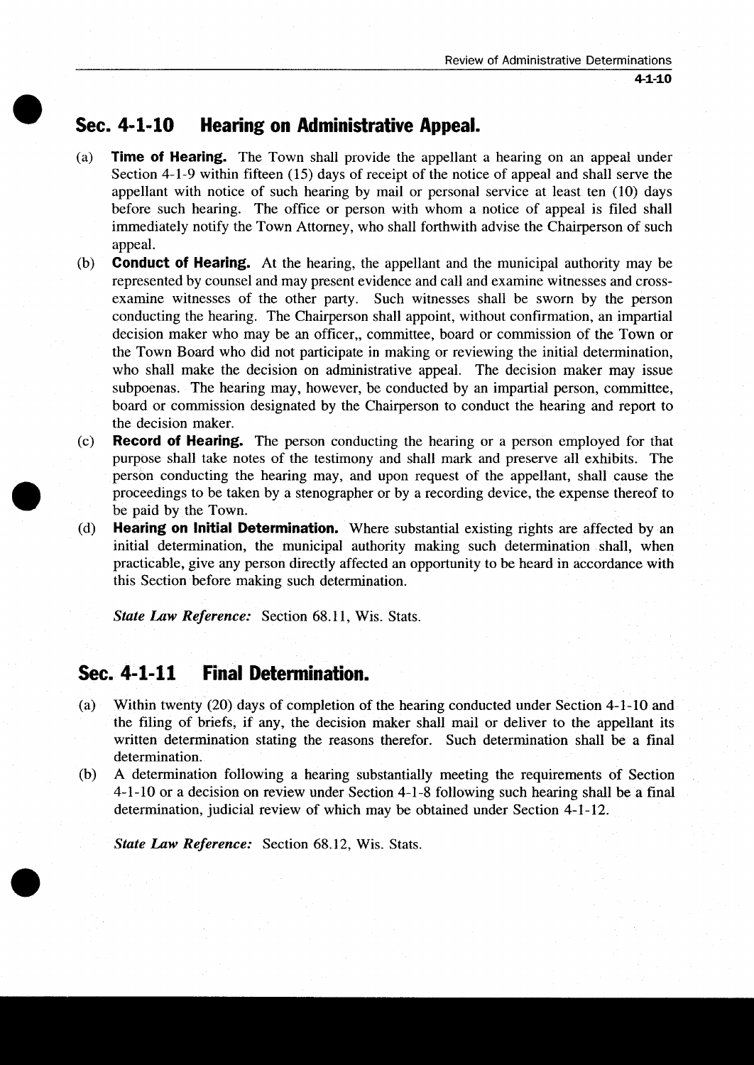## Sec. 4-1-10 Hearing on Administrative Appeal.

(a) **Time of Hearing.** The Town shall provide the appellant a hearing on an appeal under Section 4-1-9 within fifteen (15) days of receipt of the notice of appeal and shall serve the appellant with notice of such hearing by mail or personal service at least ten (10) days before such hearing. The office or person with whom a notice of appeal is filed shall immediately notify the Town Attorney, who shall forthwith advise the Chairperson of such appeal.

(b) **Conduct of Hearing.** At the hearing, the appellant and the municipal authority may be represented by counsel and may present evidence and call and examine witnesses and cross-examine witnesses of the other party. Such witnesses shall be sworn by the person conducting the hearing. The Chairperson shall appoint, without confirmation, an impartial decision maker who may be an officer,, committee, board or commission of the Town or the Town Board who did not participate in making or reviewing the initial determination, who shall make the decision on administrative appeal. The decision maker may issue subpoenas. The hearing may, however, be conducted by an impartial person, committee, board or commission designated by the Chairperson to conduct the hearing and report to the decision maker.

(c) **Record of Hearing.** The person conducting the hearing or a person employed for that purpose shall take notes of the testimony and shall mark and preserve all exhibits. The person conducting the hearing may, and upon request of the appellant, shall cause the proceedings to be taken by a stenographer or by a recording device, the expense thereof to be paid by the Town.

(d) **Hearing on Initial Determination.** Where substantial existing rights are affected by an initial determination, the municipal authority making such determination shall, when practicable, give any person directly affected an opportunity to be heard in accordance with this Section before making such determination.

*State Law Reference:* Section 68.11, Wis. Stats.

## Sec. 4-1-11 Final Determination.

(a) Within twenty (20) days of completion of the hearing conducted under Section 4-1-10 and the filing of briefs, if any, the decision maker shall mail or deliver to the appellant its written determination stating the reasons therefor. Such determination shall be a final determination.

(b) A determination following a hearing substantially meeting the requirements of Section 4-1-10 or a decision on review under Section 4-1-8 following such hearing shall be a final determination, judicial review of which may be obtained under Section 4-1-12.

*State Law Reference:* Section 68.12, Wis. Stats.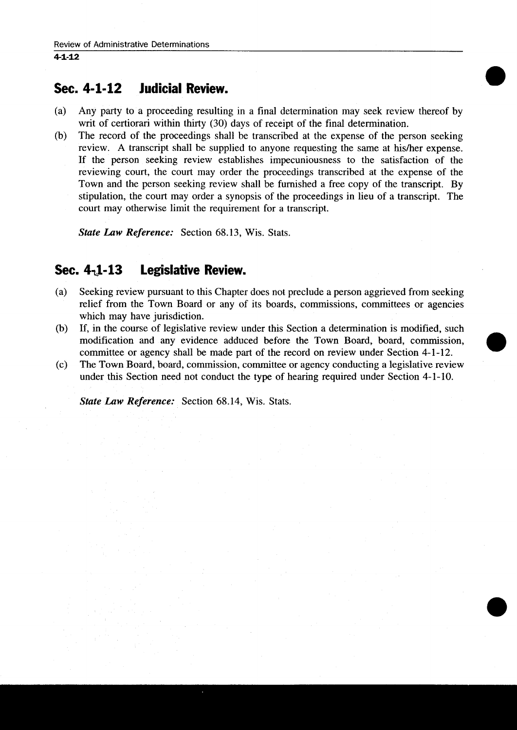## Sec. 4-1-12 Judicial Review.

(a) Any party to a proceeding resulting in a final determination may seek review thereof by writ of certiorari within thirty (30) days of receipt of the final determination.

(b) The record of the proceedings shall be transcribed at the expense of the person seeking review. A transcript shall be supplied to anyone requesting the same at his/her expense. If the person seeking review establishes impecuniousness to the satisfaction of the reviewing court, the court may order the proceedings transcribed at the expense of the Town and the person seeking review shall be furnished a free copy of the transcript. By stipulation, the court may order a synopsis of the proceedings in lieu of a transcript. The court may otherwise limit the requirement for a transcript.

***State Law Reference:*** Section 68.13, Wis. Stats.

## Sec. 4-1-13 Legislative Review.

(a) Seeking review pursuant to this Chapter does not preclude a person aggrieved from seeking relief from the Town Board or any of its boards, commissions, committees or agencies which may have jurisdiction.

(b) If, in the course of legislative review under this Section a determination is modified, such modification and any evidence adduced before the Town Board, board, commission, committee or agency shall be made part of the record on review under Section 4-1-12.

(c) The Town Board, board, commission, committee or agency conducting a legislative review under this Section need not conduct the type of hearing required under Section 4-1-10.

***State Law Reference:*** Section 68.14, Wis. Stats.